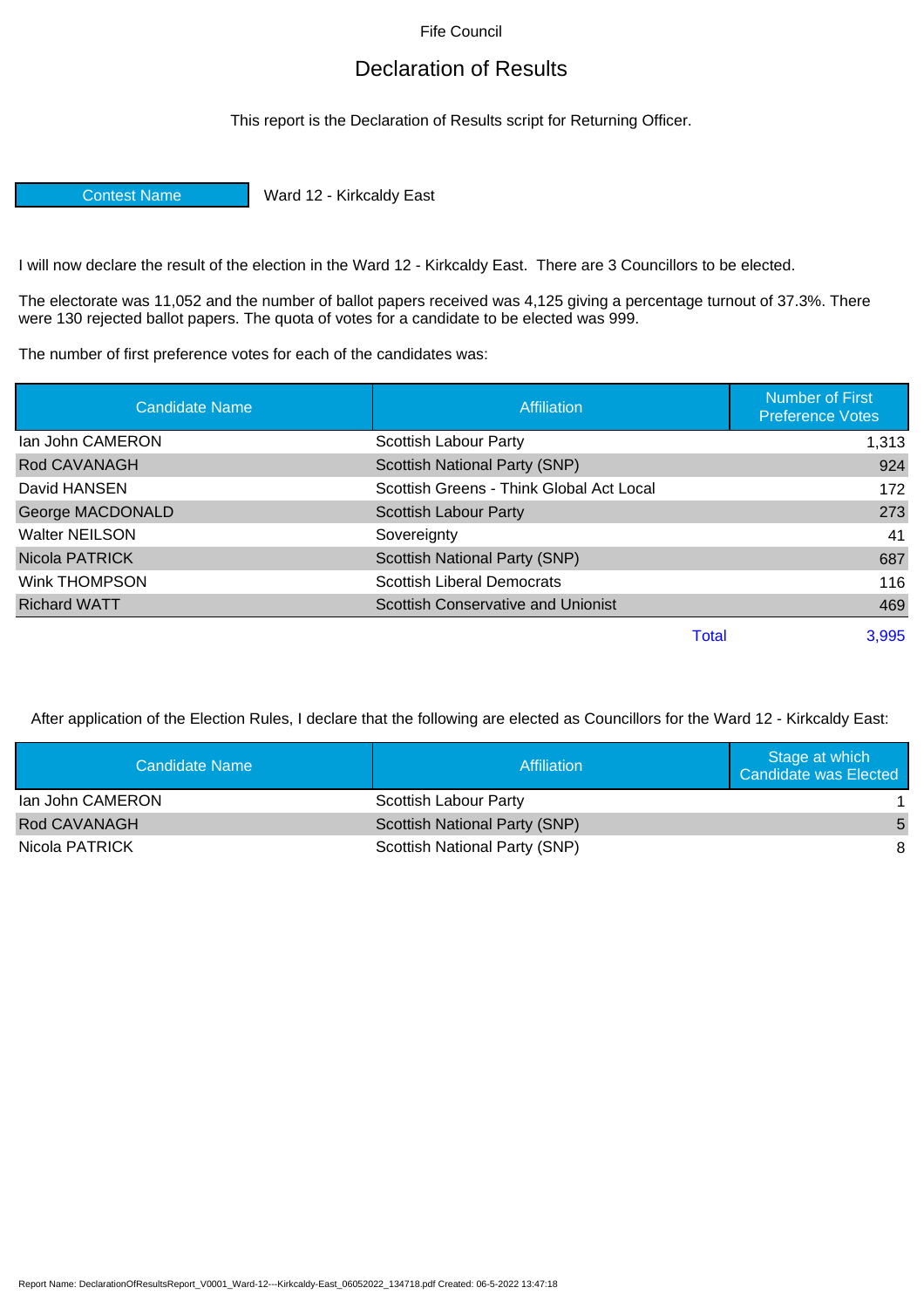Fife Council

# Declaration of Results

This report is the Declaration of Results script for Returning Officer.

| Contest Name | Ward 12 - Kirkcaldy East |
|---|---|

I will now declare the result of the election in the Ward 12 - Kirkcaldy East. There are 3 Councillors to be elected.

The electorate was 11,052 and the number of ballot papers received was 4,125 giving a percentage turnout of 37.3%. There were 130 rejected ballot papers. The quota of votes for a candidate to be elected was 999.

The number of first preference votes for each of the candidates was:

| Candidate Name | Affiliation | Number of First Preference Votes |
|---|---|---|
| Ian John CAMERON | Scottish Labour Party | 1,313 |
| Rod CAVANAGH | Scottish National Party (SNP) | 924 |
| David HANSEN | Scottish Greens - Think Global Act Local | 172 |
| George MACDONALD | Scottish Labour Party | 273 |
| Walter NEILSON | Sovereignty | 41 |
| Nicola PATRICK | Scottish National Party (SNP) | 687 |
| Wink THOMPSON | Scottish Liberal Democrats | 116 |
| Richard WATT | Scottish Conservative and Unionist | 469 |
| | Total | 3,995 |

After application of the Election Rules, I declare that the following are elected as Councillors for the Ward 12 - Kirkcaldy East:

| Candidate Name | Affiliation | Stage at which Candidate was Elected |
|---|---|---|
| Ian John CAMERON | Scottish Labour Party | 1 |
| Rod CAVANAGH | Scottish National Party (SNP) | 5 |
| Nicola PATRICK | Scottish National Party (SNP) | 8 |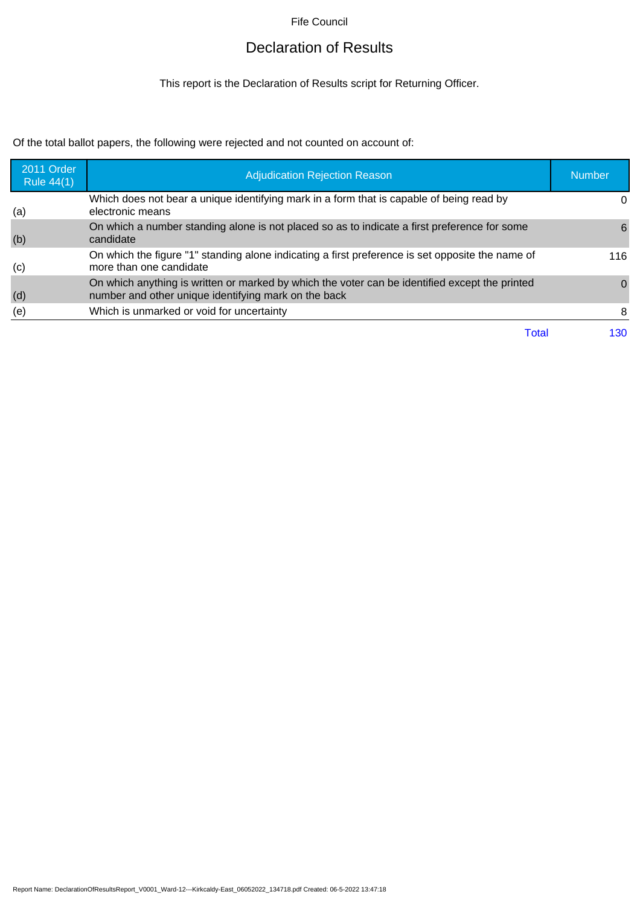Fife Council

# Declaration of Results

This report is the Declaration of Results script for Returning Officer.

Of the total ballot papers, the following were rejected and not counted on account of:

| 2011 Order Rule 44(1) | Adjudication Rejection Reason | Number |
|---|---|---|
| (a) | Which does not bear a unique identifying mark in a form that is capable of being read by electronic means | 0 |
| (b) | On which a number standing alone is not placed so as to indicate a first preference for some candidate | 6 |
| (c) | On which the figure "1" standing alone indicating a first preference is set opposite the name of more than one candidate | 116 |
| (d) | On which anything is written or marked by which the voter can be identified except the printed number and other unique identifying mark on the back | 0 |
| (e) | Which is unmarked or void for uncertainty | 8 |
| | Total | 130 |

Report Name: DeclarationOfResultsReport_V0001_Ward-12---Kirkcaldy-East_06052022_134718.pdf Created: 06-5-2022 13:47:18